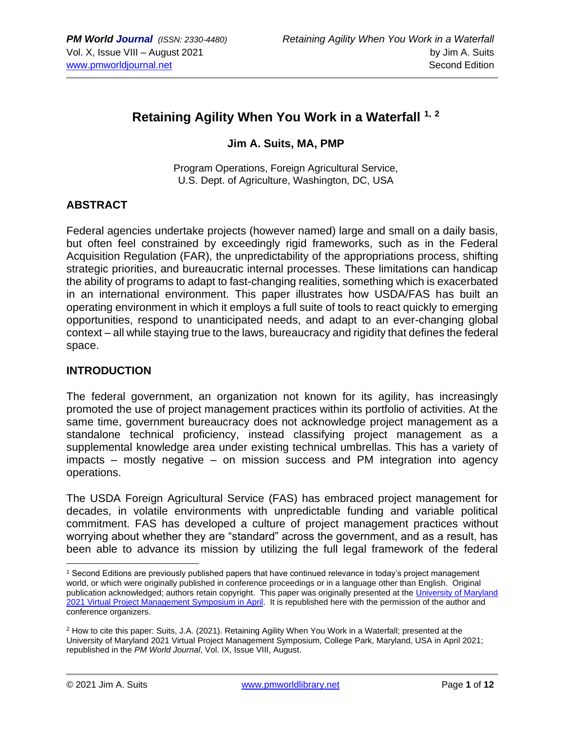# Retaining Agility When You Work in a Waterfall [1, 2]

**Jim A. Suits, MA, PMP**

Program Operations, Foreign Agricultural Service,
U.S. Dept. of Agriculture, Washington, DC, USA

## ABSTRACT

Federal agencies undertake projects (however named) large and small on a daily basis, but often feel constrained by exceedingly rigid frameworks, such as in the Federal Acquisition Regulation (FAR), the unpredictability of the appropriations process, shifting strategic priorities, and bureaucratic internal processes. These limitations can handicap the ability of programs to adapt to fast-changing realities, something which is exacerbated in an international environment. This paper illustrates how USDA/FAS has built an operating environment in which it employs a full suite of tools to react quickly to emerging opportunities, respond to unanticipated needs, and adapt to an ever-changing global context – all while staying true to the laws, bureaucracy and rigidity that defines the federal space.

## INTRODUCTION

The federal government, an organization not known for its agility, has increasingly promoted the use of project management practices within its portfolio of activities. At the same time, government bureaucracy does not acknowledge project management as a standalone technical proficiency, instead classifying project management as a supplemental knowledge area under existing technical umbrellas. This has a variety of impacts – mostly negative – on mission success and PM integration into agency operations.

The USDA Foreign Agricultural Service (FAS) has embraced project management for decades, in volatile environments with unpredictable funding and variable political commitment. FAS has developed a culture of project management practices without worrying about whether they are "standard" across the government, and as a result, has been able to advance its mission by utilizing the full legal framework of the federal

---

[1] Second Editions are previously published papers that have continued relevance in today's project management world, or which were originally published in conference proceedings or in a language other than English. Original publication acknowledged; authors retain copyright. This paper was originally presented at the University of Maryland 2021 Virtual Project Management Symposium in April. It is republished here with the permission of the author and conference organizers.

[2] How to cite this paper: Suits, J.A. (2021). Retaining Agility When You Work in a Waterfall; presented at the University of Maryland 2021 Virtual Project Management Symposium, College Park, Maryland, USA in April 2021; republished in the *PM World Journal*, Vol. IX, Issue VIII, August.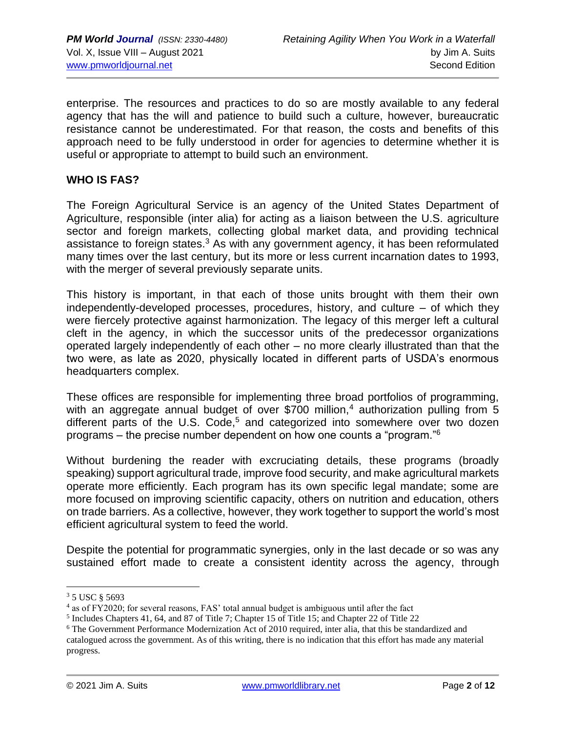enterprise. The resources and practices to do so are mostly available to any federal agency that has the will and patience to build such a culture, however, bureaucratic resistance cannot be underestimated. For that reason, the costs and benefits of this approach need to be fully understood in order for agencies to determine whether it is useful or appropriate to attempt to build such an environment.

## WHO IS FAS?

The Foreign Agricultural Service is an agency of the United States Department of Agriculture, responsible (inter alia) for acting as a liaison between the U.S. agriculture sector and foreign markets, collecting global market data, and providing technical assistance to foreign states.[3] As with any government agency, it has been reformulated many times over the last century, but its more or less current incarnation dates to 1993, with the merger of several previously separate units.

This history is important, in that each of those units brought with them their own independently-developed processes, procedures, history, and culture – of which they were fiercely protective against harmonization. The legacy of this merger left a cultural cleft in the agency, in which the successor units of the predecessor organizations operated largely independently of each other – no more clearly illustrated than that the two were, as late as 2020, physically located in different parts of USDA's enormous headquarters complex.

These offices are responsible for implementing three broad portfolios of programming, with an aggregate annual budget of over $700 million,[4] authorization pulling from 5 different parts of the U.S. Code,[5] and categorized into somewhere over two dozen programs – the precise number dependent on how one counts a "program."[6]

Without burdening the reader with excruciating details, these programs (broadly speaking) support agricultural trade, improve food security, and make agricultural markets operate more efficiently. Each program has its own specific legal mandate; some are more focused on improving scientific capacity, others on nutrition and education, others on trade barriers. As a collective, however, they work together to support the world's most efficient agricultural system to feed the world.

Despite the potential for programmatic synergies, only in the last decade or so was any sustained effort made to create a consistent identity across the agency, through

---

[3] 5 USC § 5693

[4] as of FY2020; for several reasons, FAS' total annual budget is ambiguous until after the fact

[5] Includes Chapters 41, 64, and 87 of Title 7; Chapter 15 of Title 15; and Chapter 22 of Title 22

[6] The Government Performance Modernization Act of 2010 required, inter alia, that this be standardized and catalogued across the government. As of this writing, there is no indication that this effort has made any material progress.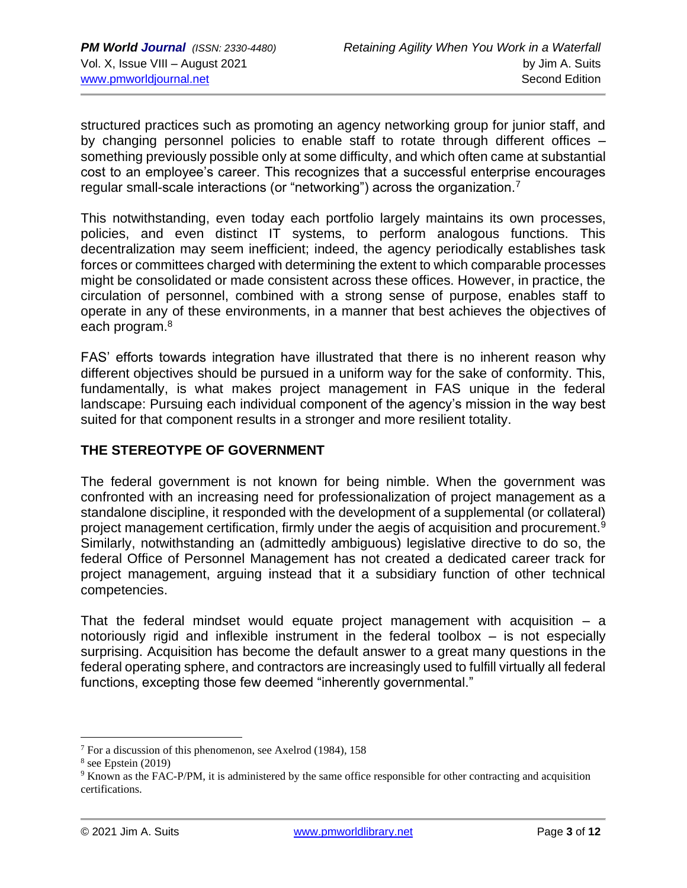structured practices such as promoting an agency networking group for junior staff, and by changing personnel policies to enable staff to rotate through different offices – something previously possible only at some difficulty, and which often came at substantial cost to an employee's career. This recognizes that a successful enterprise encourages regular small-scale interactions (or "networking") across the organization.[7]

This notwithstanding, even today each portfolio largely maintains its own processes, policies, and even distinct IT systems, to perform analogous functions. This decentralization may seem inefficient; indeed, the agency periodically establishes task forces or committees charged with determining the extent to which comparable processes might be consolidated or made consistent across these offices. However, in practice, the circulation of personnel, combined with a strong sense of purpose, enables staff to operate in any of these environments, in a manner that best achieves the objectives of each program.[8]

FAS' efforts towards integration have illustrated that there is no inherent reason why different objectives should be pursued in a uniform way for the sake of conformity. This, fundamentally, is what makes project management in FAS unique in the federal landscape: Pursuing each individual component of the agency's mission in the way best suited for that component results in a stronger and more resilient totality.

## THE STEREOTYPE OF GOVERNMENT

The federal government is not known for being nimble. When the government was confronted with an increasing need for professionalization of project management as a standalone discipline, it responded with the development of a supplemental (or collateral) project management certification, firmly under the aegis of acquisition and procurement.[9] Similarly, notwithstanding an (admittedly ambiguous) legislative directive to do so, the federal Office of Personnel Management has not created a dedicated career track for project management, arguing instead that it a subsidiary function of other technical competencies.

That the federal mindset would equate project management with acquisition – a notoriously rigid and inflexible instrument in the federal toolbox – is not especially surprising. Acquisition has become the default answer to a great many questions in the federal operating sphere, and contractors are increasingly used to fulfill virtually all federal functions, excepting those few deemed "inherently governmental."

---

[7] For a discussion of this phenomenon, see Axelrod (1984), 158

[8] see Epstein (2019)

[9] Known as the FAC-P/PM, it is administered by the same office responsible for other contracting and acquisition certifications.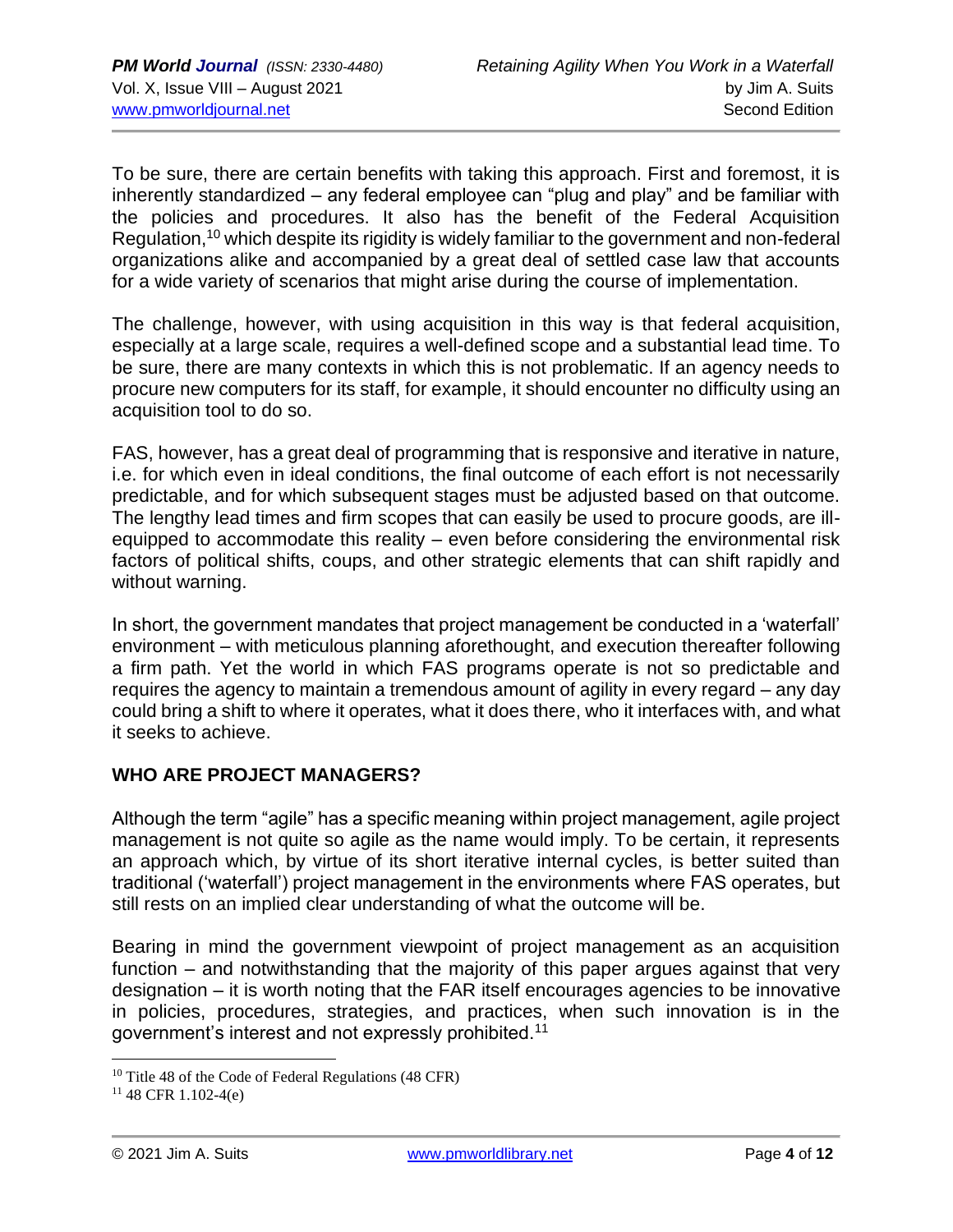To be sure, there are certain benefits with taking this approach. First and foremost, it is inherently standardized – any federal employee can "plug and play" and be familiar with the policies and procedures. It also has the benefit of the Federal Acquisition Regulation,[10] which despite its rigidity is widely familiar to the government and non-federal organizations alike and accompanied by a great deal of settled case law that accounts for a wide variety of scenarios that might arise during the course of implementation.

The challenge, however, with using acquisition in this way is that federal acquisition, especially at a large scale, requires a well-defined scope and a substantial lead time. To be sure, there are many contexts in which this is not problematic. If an agency needs to procure new computers for its staff, for example, it should encounter no difficulty using an acquisition tool to do so.

FAS, however, has a great deal of programming that is responsive and iterative in nature, i.e. for which even in ideal conditions, the final outcome of each effort is not necessarily predictable, and for which subsequent stages must be adjusted based on that outcome. The lengthy lead times and firm scopes that can easily be used to procure goods, are ill-equipped to accommodate this reality – even before considering the environmental risk factors of political shifts, coups, and other strategic elements that can shift rapidly and without warning.

In short, the government mandates that project management be conducted in a 'waterfall' environment – with meticulous planning aforethought, and execution thereafter following a firm path. Yet the world in which FAS programs operate is not so predictable and requires the agency to maintain a tremendous amount of agility in every regard – any day could bring a shift to where it operates, what it does there, who it interfaces with, and what it seeks to achieve.

## WHO ARE PROJECT MANAGERS?

Although the term "agile" has a specific meaning within project management, agile project management is not quite so agile as the name would imply. To be certain, it represents an approach which, by virtue of its short iterative internal cycles, is better suited than traditional ('waterfall') project management in the environments where FAS operates, but still rests on an implied clear understanding of what the outcome will be.

Bearing in mind the government viewpoint of project management as an acquisition function – and notwithstanding that the majority of this paper argues against that very designation – it is worth noting that the FAR itself encourages agencies to be innovative in policies, procedures, strategies, and practices, when such innovation is in the government's interest and not expressly prohibited.[11]

---

[10] Title 48 of the Code of Federal Regulations (48 CFR)

[11] 48 CFR 1.102-4(e)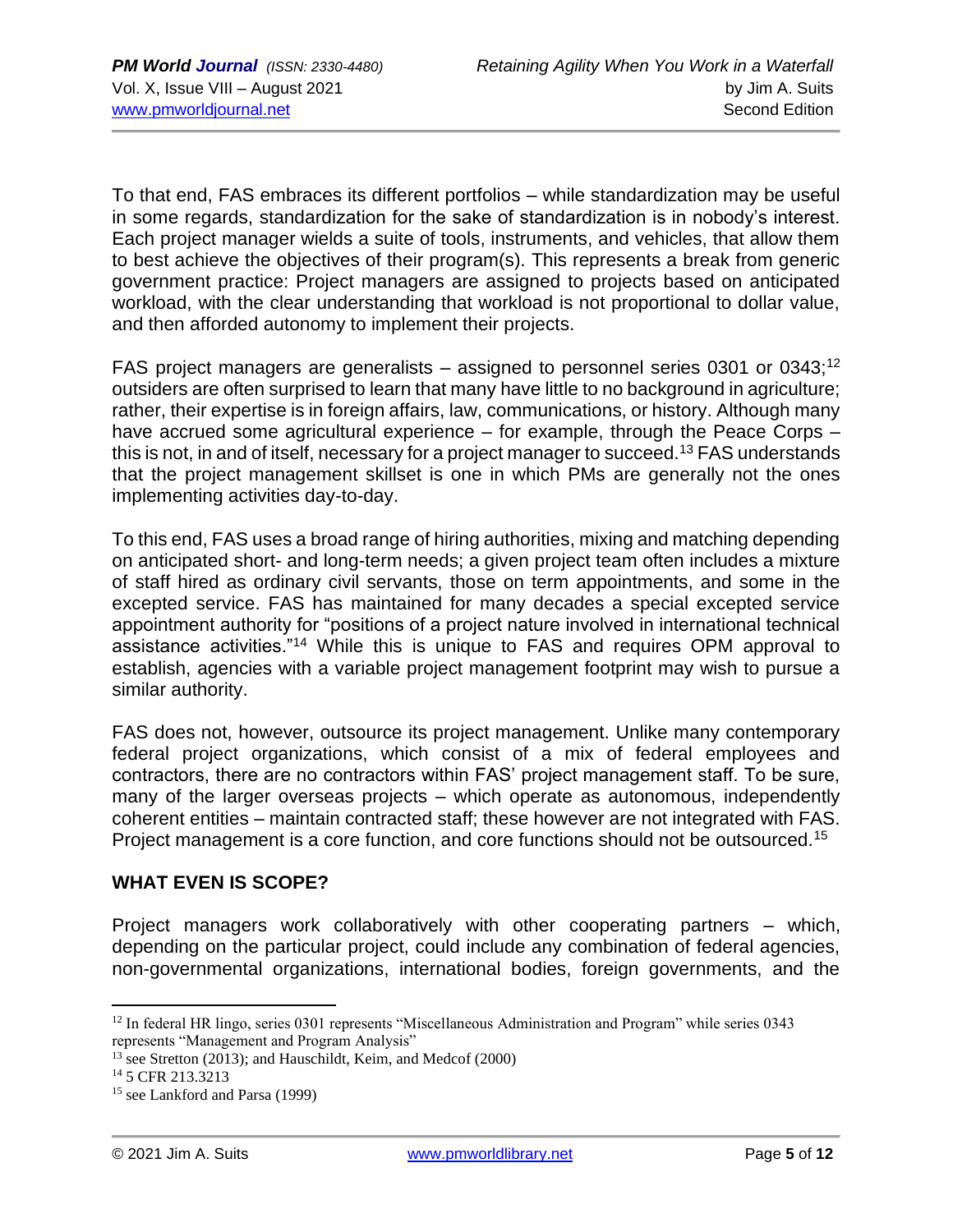To that end, FAS embraces its different portfolios – while standardization may be useful in some regards, standardization for the sake of standardization is in nobody's interest. Each project manager wields a suite of tools, instruments, and vehicles, that allow them to best achieve the objectives of their program(s). This represents a break from generic government practice: Project managers are assigned to projects based on anticipated workload, with the clear understanding that workload is not proportional to dollar value, and then afforded autonomy to implement their projects.

FAS project managers are generalists – assigned to personnel series 0301 or 0343;[12] outsiders are often surprised to learn that many have little to no background in agriculture; rather, their expertise is in foreign affairs, law, communications, or history. Although many have accrued some agricultural experience – for example, through the Peace Corps – this is not, in and of itself, necessary for a project manager to succeed.[13] FAS understands that the project management skillset is one in which PMs are generally not the ones implementing activities day-to-day.

To this end, FAS uses a broad range of hiring authorities, mixing and matching depending on anticipated short- and long-term needs; a given project team often includes a mixture of staff hired as ordinary civil servants, those on term appointments, and some in the excepted service. FAS has maintained for many decades a special excepted service appointment authority for "positions of a project nature involved in international technical assistance activities."[14] While this is unique to FAS and requires OPM approval to establish, agencies with a variable project management footprint may wish to pursue a similar authority.

FAS does not, however, outsource its project management. Unlike many contemporary federal project organizations, which consist of a mix of federal employees and contractors, there are no contractors within FAS' project management staff. To be sure, many of the larger overseas projects – which operate as autonomous, independently coherent entities – maintain contracted staff; these however are not integrated with FAS. Project management is a core function, and core functions should not be outsourced.[15]

## WHAT EVEN IS SCOPE?

Project managers work collaboratively with other cooperating partners – which, depending on the particular project, could include any combination of federal agencies, non-governmental organizations, international bodies, foreign governments, and the

---

[12] In federal HR lingo, series 0301 represents "Miscellaneous Administration and Program" while series 0343 represents "Management and Program Analysis"

[13] see Stretton (2013); and Hauschildt, Keim, and Medcof (2000)

[14] 5 CFR 213.3213

[15] see Lankford and Parsa (1999)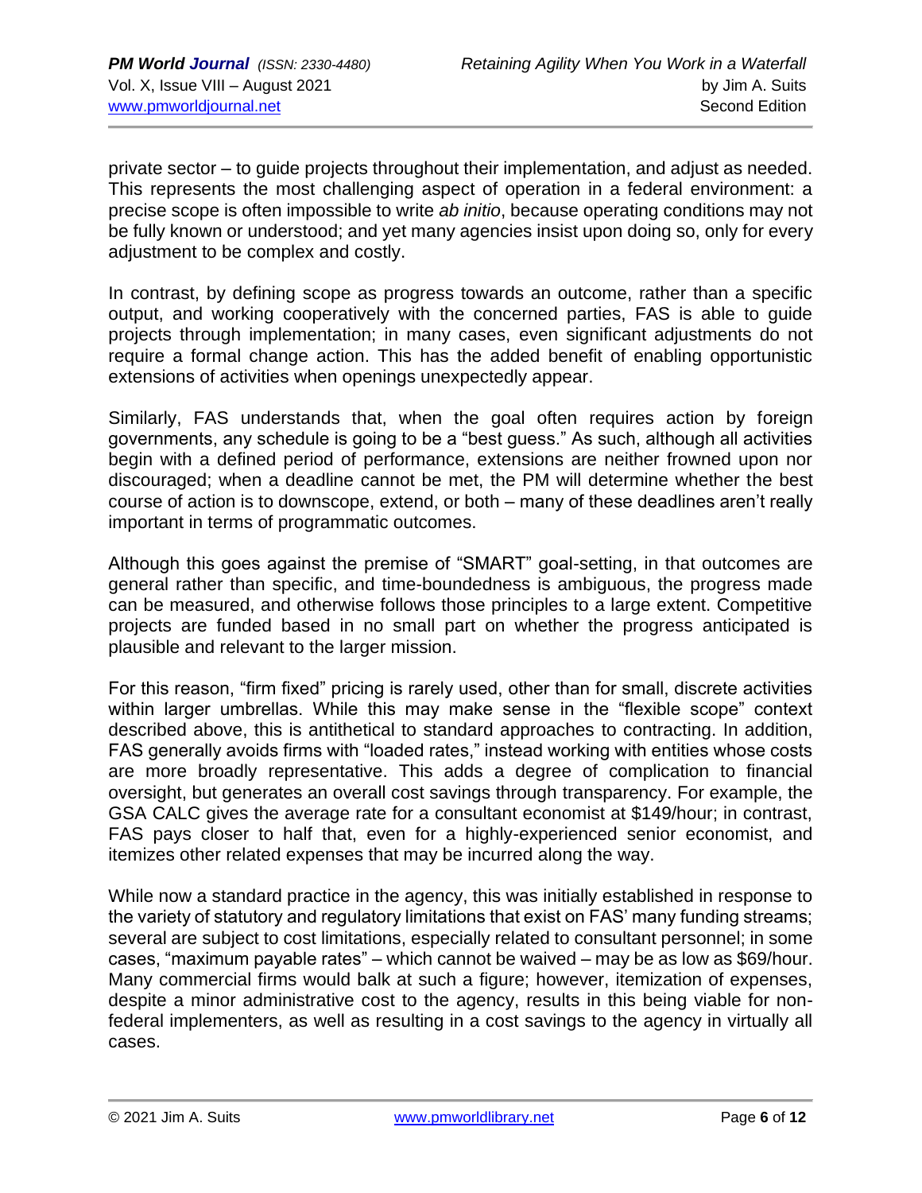private sector – to guide projects throughout their implementation, and adjust as needed. This represents the most challenging aspect of operation in a federal environment: a precise scope is often impossible to write *ab initio*, because operating conditions may not be fully known or understood; and yet many agencies insist upon doing so, only for every adjustment to be complex and costly.

In contrast, by defining scope as progress towards an outcome, rather than a specific output, and working cooperatively with the concerned parties, FAS is able to guide projects through implementation; in many cases, even significant adjustments do not require a formal change action. This has the added benefit of enabling opportunistic extensions of activities when openings unexpectedly appear.

Similarly, FAS understands that, when the goal often requires action by foreign governments, any schedule is going to be a "best guess." As such, although all activities begin with a defined period of performance, extensions are neither frowned upon nor discouraged; when a deadline cannot be met, the PM will determine whether the best course of action is to downscope, extend, or both – many of these deadlines aren't really important in terms of programmatic outcomes.

Although this goes against the premise of "SMART" goal-setting, in that outcomes are general rather than specific, and time-boundedness is ambiguous, the progress made can be measured, and otherwise follows those principles to a large extent. Competitive projects are funded based in no small part on whether the progress anticipated is plausible and relevant to the larger mission.

For this reason, "firm fixed" pricing is rarely used, other than for small, discrete activities within larger umbrellas. While this may make sense in the "flexible scope" context described above, this is antithetical to standard approaches to contracting. In addition, FAS generally avoids firms with "loaded rates," instead working with entities whose costs are more broadly representative. This adds a degree of complication to financial oversight, but generates an overall cost savings through transparency. For example, the GSA CALC gives the average rate for a consultant economist at $149/hour; in contrast, FAS pays closer to half that, even for a highly-experienced senior economist, and itemizes other related expenses that may be incurred along the way.

While now a standard practice in the agency, this was initially established in response to the variety of statutory and regulatory limitations that exist on FAS' many funding streams; several are subject to cost limitations, especially related to consultant personnel; in some cases, "maximum payable rates" – which cannot be waived – may be as low as $69/hour. Many commercial firms would balk at such a figure; however, itemization of expenses, despite a minor administrative cost to the agency, results in this being viable for non-federal implementers, as well as resulting in a cost savings to the agency in virtually all cases.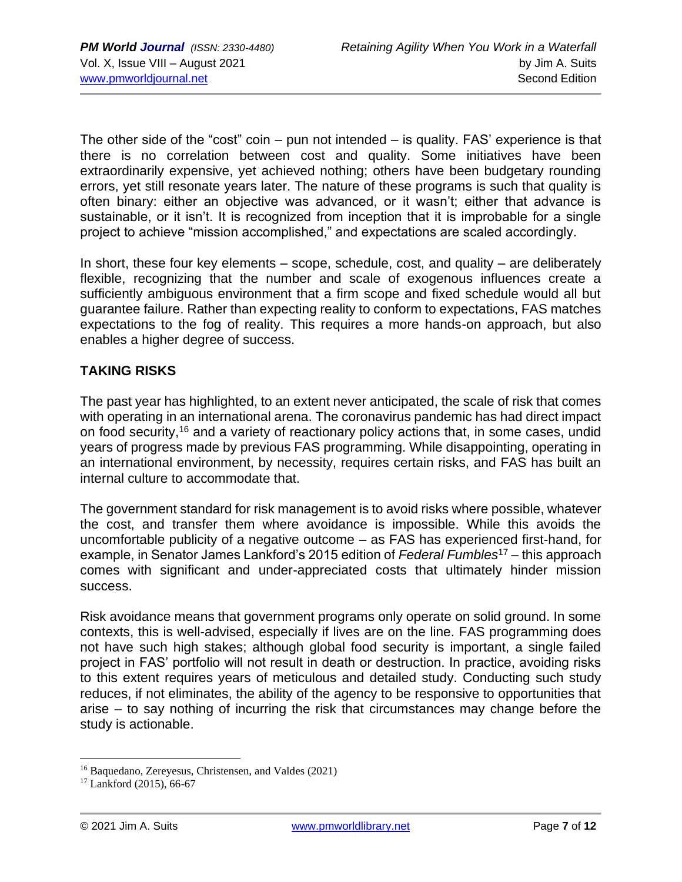The other side of the "cost" coin – pun not intended – is quality. FAS' experience is that there is no correlation between cost and quality. Some initiatives have been extraordinarily expensive, yet achieved nothing; others have been budgetary rounding errors, yet still resonate years later. The nature of these programs is such that quality is often binary: either an objective was advanced, or it wasn't; either that advance is sustainable, or it isn't. It is recognized from inception that it is improbable for a single project to achieve "mission accomplished," and expectations are scaled accordingly.

In short, these four key elements – scope, schedule, cost, and quality – are deliberately flexible, recognizing that the number and scale of exogenous influences create a sufficiently ambiguous environment that a firm scope and fixed schedule would all but guarantee failure. Rather than expecting reality to conform to expectations, FAS matches expectations to the fog of reality. This requires a more hands-on approach, but also enables a higher degree of success.

## TAKING RISKS

The past year has highlighted, to an extent never anticipated, the scale of risk that comes with operating in an international arena. The coronavirus pandemic has had direct impact on food security,[16] and a variety of reactionary policy actions that, in some cases, undid years of progress made by previous FAS programming. While disappointing, operating in an international environment, by necessity, requires certain risks, and FAS has built an internal culture to accommodate that.

The government standard for risk management is to avoid risks where possible, whatever the cost, and transfer them where avoidance is impossible. While this avoids the uncomfortable publicity of a negative outcome – as FAS has experienced first-hand, for example, in Senator James Lankford's 2015 edition of *Federal Fumbles*[17] – this approach comes with significant and under-appreciated costs that ultimately hinder mission success.

Risk avoidance means that government programs only operate on solid ground. In some contexts, this is well-advised, especially if lives are on the line. FAS programming does not have such high stakes; although global food security is important, a single failed project in FAS' portfolio will not result in death or destruction. In practice, avoiding risks to this extent requires years of meticulous and detailed study. Conducting such study reduces, if not eliminates, the ability of the agency to be responsive to opportunities that arise – to say nothing of incurring the risk that circumstances may change before the study is actionable.

---

[16] Baquedano, Zereyesus, Christensen, and Valdes (2021)

[17] Lankford (2015), 66-67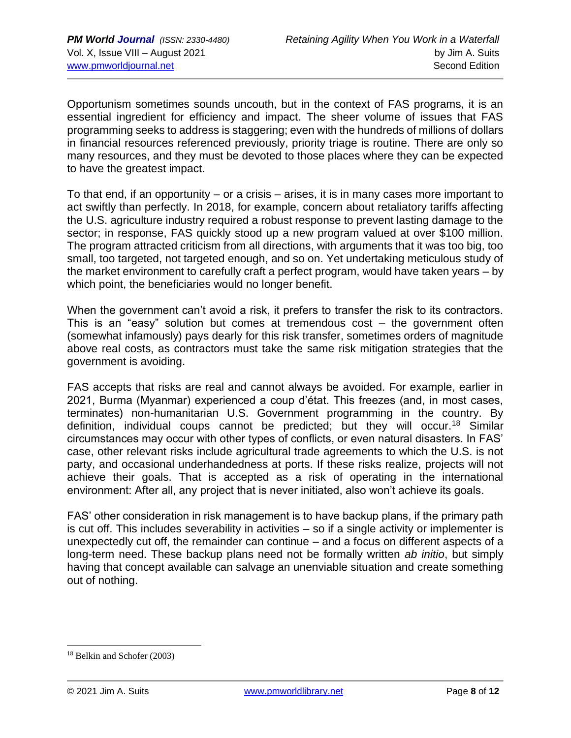Opportunism sometimes sounds uncouth, but in the context of FAS programs, it is an essential ingredient for efficiency and impact. The sheer volume of issues that FAS programming seeks to address is staggering; even with the hundreds of millions of dollars in financial resources referenced previously, priority triage is routine. There are only so many resources, and they must be devoted to those places where they can be expected to have the greatest impact.

To that end, if an opportunity – or a crisis – arises, it is in many cases more important to act swiftly than perfectly. In 2018, for example, concern about retaliatory tariffs affecting the U.S. agriculture industry required a robust response to prevent lasting damage to the sector; in response, FAS quickly stood up a new program valued at over $100 million. The program attracted criticism from all directions, with arguments that it was too big, too small, too targeted, not targeted enough, and so on. Yet undertaking meticulous study of the market environment to carefully craft a perfect program, would have taken years – by which point, the beneficiaries would no longer benefit.

When the government can't avoid a risk, it prefers to transfer the risk to its contractors. This is an "easy" solution but comes at tremendous cost – the government often (somewhat infamously) pays dearly for this risk transfer, sometimes orders of magnitude above real costs, as contractors must take the same risk mitigation strategies that the government is avoiding.

FAS accepts that risks are real and cannot always be avoided. For example, earlier in 2021, Burma (Myanmar) experienced a coup d'état. This freezes (and, in most cases, terminates) non-humanitarian U.S. Government programming in the country. By definition, individual coups cannot be predicted; but they will occur.[18] Similar circumstances may occur with other types of conflicts, or even natural disasters. In FAS' case, other relevant risks include agricultural trade agreements to which the U.S. is not party, and occasional underhandedness at ports. If these risks realize, projects will not achieve their goals. That is accepted as a risk of operating in the international environment: After all, any project that is never initiated, also won't achieve its goals.

FAS' other consideration in risk management is to have backup plans, if the primary path is cut off. This includes severability in activities – so if a single activity or implementer is unexpectedly cut off, the remainder can continue – and a focus on different aspects of a long-term need. These backup plans need not be formally written *ab initio*, but simply having that concept available can salvage an unenviable situation and create something out of nothing.

---

[18] Belkin and Schofer (2003)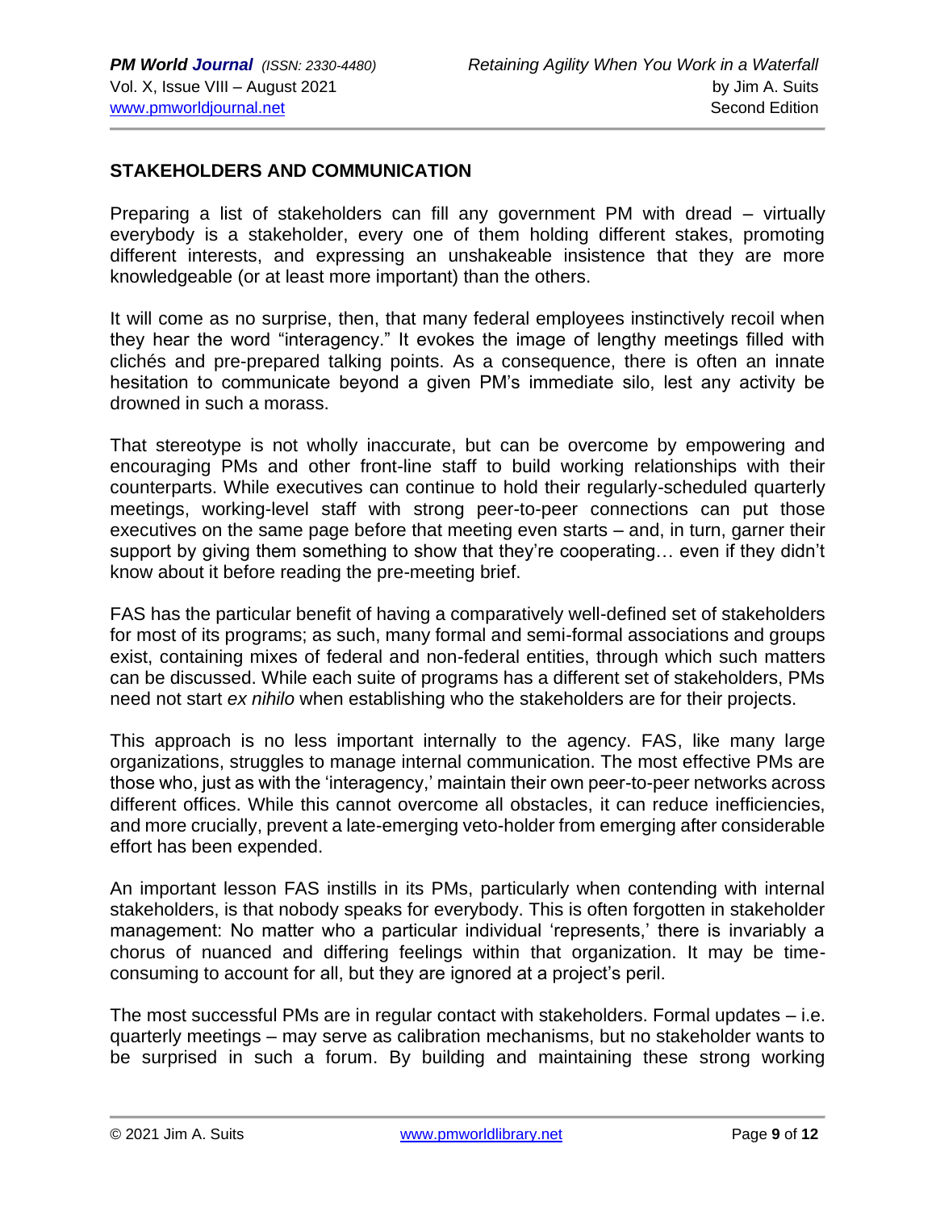## STAKEHOLDERS AND COMMUNICATION

Preparing a list of stakeholders can fill any government PM with dread – virtually everybody is a stakeholder, every one of them holding different stakes, promoting different interests, and expressing an unshakeable insistence that they are more knowledgeable (or at least more important) than the others.

It will come as no surprise, then, that many federal employees instinctively recoil when they hear the word "interagency." It evokes the image of lengthy meetings filled with clichés and pre-prepared talking points. As a consequence, there is often an innate hesitation to communicate beyond a given PM's immediate silo, lest any activity be drowned in such a morass.

That stereotype is not wholly inaccurate, but can be overcome by empowering and encouraging PMs and other front-line staff to build working relationships with their counterparts. While executives can continue to hold their regularly-scheduled quarterly meetings, working-level staff with strong peer-to-peer connections can put those executives on the same page before that meeting even starts – and, in turn, garner their support by giving them something to show that they're cooperating… even if they didn't know about it before reading the pre-meeting brief.

FAS has the particular benefit of having a comparatively well-defined set of stakeholders for most of its programs; as such, many formal and semi-formal associations and groups exist, containing mixes of federal and non-federal entities, through which such matters can be discussed. While each suite of programs has a different set of stakeholders, PMs need not start *ex nihilo* when establishing who the stakeholders are for their projects.

This approach is no less important internally to the agency. FAS, like many large organizations, struggles to manage internal communication. The most effective PMs are those who, just as with the 'interagency,' maintain their own peer-to-peer networks across different offices. While this cannot overcome all obstacles, it can reduce inefficiencies, and more crucially, prevent a late-emerging veto-holder from emerging after considerable effort has been expended.

An important lesson FAS instills in its PMs, particularly when contending with internal stakeholders, is that nobody speaks for everybody. This is often forgotten in stakeholder management: No matter who a particular individual 'represents,' there is invariably a chorus of nuanced and differing feelings within that organization. It may be time-consuming to account for all, but they are ignored at a project's peril.

The most successful PMs are in regular contact with stakeholders. Formal updates – i.e. quarterly meetings – may serve as calibration mechanisms, but no stakeholder wants to be surprised in such a forum. By building and maintaining these strong working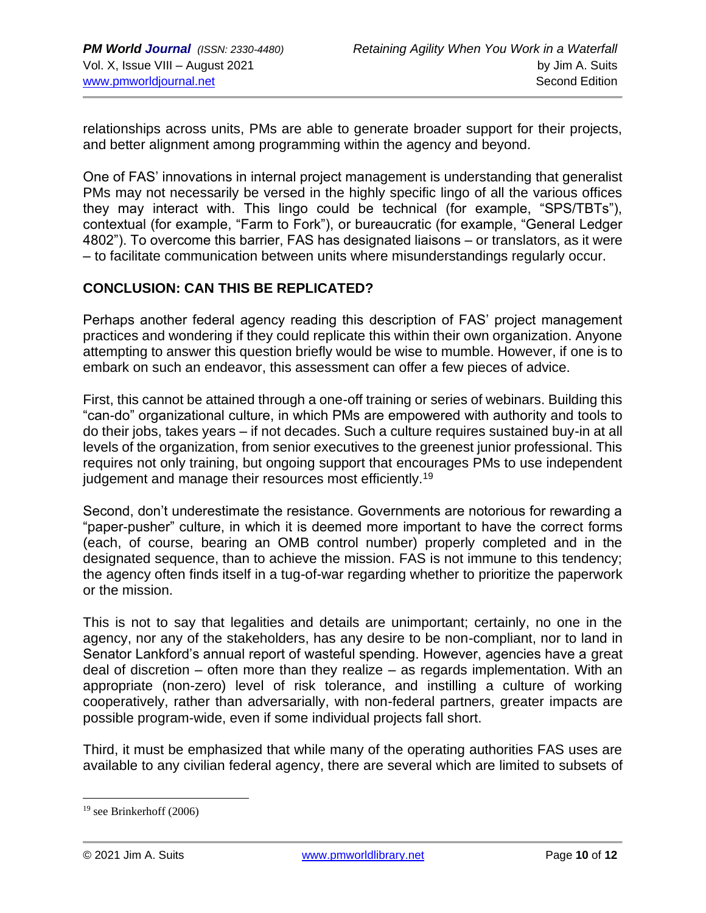relationships across units, PMs are able to generate broader support for their projects, and better alignment among programming within the agency and beyond.

One of FAS' innovations in internal project management is understanding that generalist PMs may not necessarily be versed in the highly specific lingo of all the various offices they may interact with. This lingo could be technical (for example, "SPS/TBTs"), contextual (for example, "Farm to Fork"), or bureaucratic (for example, "General Ledger 4802"). To overcome this barrier, FAS has designated liaisons – or translators, as it were – to facilitate communication between units where misunderstandings regularly occur.

## CONCLUSION: CAN THIS BE REPLICATED?

Perhaps another federal agency reading this description of FAS' project management practices and wondering if they could replicate this within their own organization. Anyone attempting to answer this question briefly would be wise to mumble. However, if one is to embark on such an endeavor, this assessment can offer a few pieces of advice.

First, this cannot be attained through a one-off training or series of webinars. Building this "can-do" organizational culture, in which PMs are empowered with authority and tools to do their jobs, takes years – if not decades. Such a culture requires sustained buy-in at all levels of the organization, from senior executives to the greenest junior professional. This requires not only training, but ongoing support that encourages PMs to use independent judgement and manage their resources most efficiently.[19]

Second, don't underestimate the resistance. Governments are notorious for rewarding a "paper-pusher" culture, in which it is deemed more important to have the correct forms (each, of course, bearing an OMB control number) properly completed and in the designated sequence, than to achieve the mission. FAS is not immune to this tendency; the agency often finds itself in a tug-of-war regarding whether to prioritize the paperwork or the mission.

This is not to say that legalities and details are unimportant; certainly, no one in the agency, nor any of the stakeholders, has any desire to be non-compliant, nor to land in Senator Lankford's annual report of wasteful spending. However, agencies have a great deal of discretion – often more than they realize – as regards implementation. With an appropriate (non-zero) level of risk tolerance, and instilling a culture of working cooperatively, rather than adversarially, with non-federal partners, greater impacts are possible program-wide, even if some individual projects fall short.

Third, it must be emphasized that while many of the operating authorities FAS uses are available to any civilian federal agency, there are several which are limited to subsets of

---

[19] see Brinkerhoff (2006)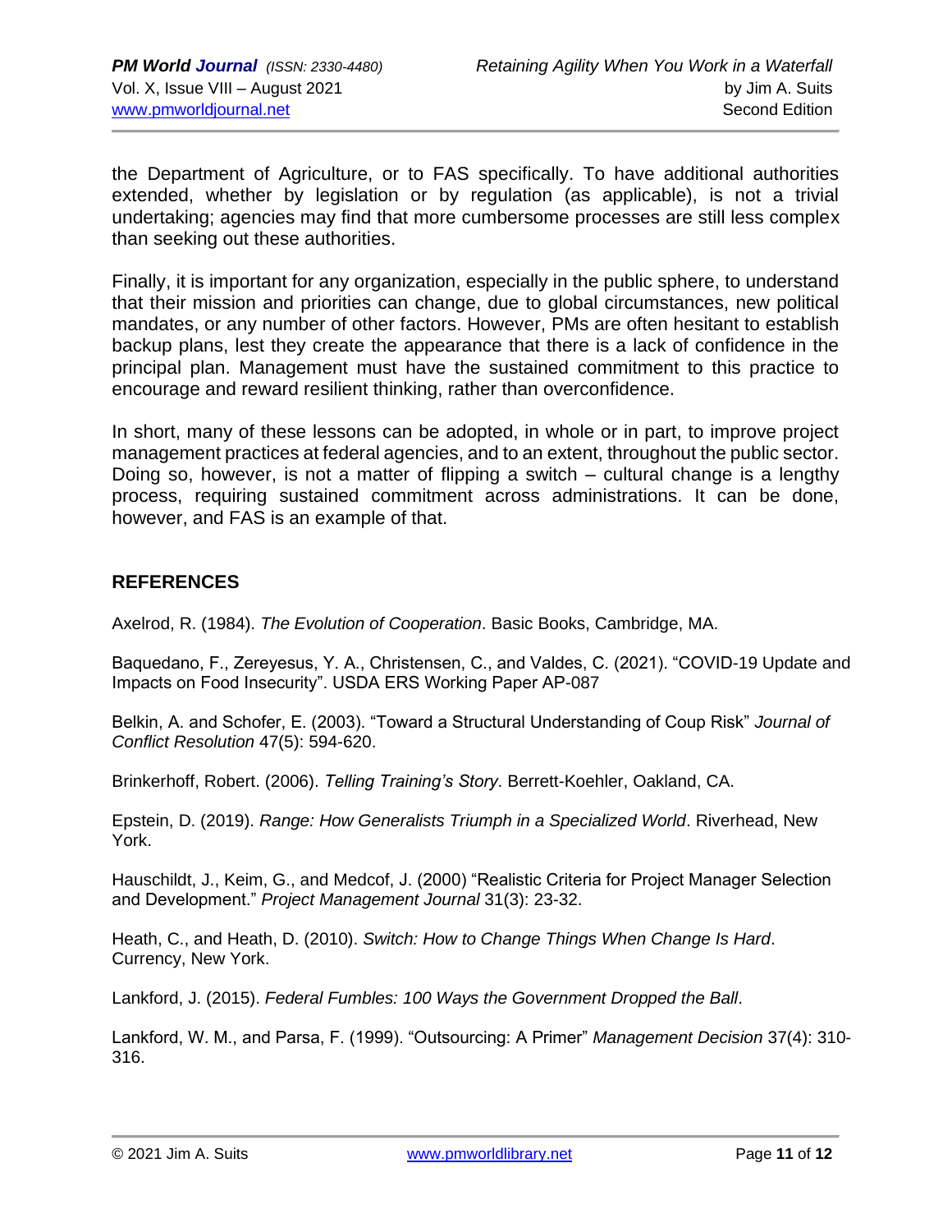the Department of Agriculture, or to FAS specifically. To have additional authorities extended, whether by legislation or by regulation (as applicable), is not a trivial undertaking; agencies may find that more cumbersome processes are still less complex than seeking out these authorities.

Finally, it is important for any organization, especially in the public sphere, to understand that their mission and priorities can change, due to global circumstances, new political mandates, or any number of other factors. However, PMs are often hesitant to establish backup plans, lest they create the appearance that there is a lack of confidence in the principal plan. Management must have the sustained commitment to this practice to encourage and reward resilient thinking, rather than overconfidence.

In short, many of these lessons can be adopted, in whole or in part, to improve project management practices at federal agencies, and to an extent, throughout the public sector. Doing so, however, is not a matter of flipping a switch – cultural change is a lengthy process, requiring sustained commitment across administrations. It can be done, however, and FAS is an example of that.

## REFERENCES

Axelrod, R. (1984). *The Evolution of Cooperation*. Basic Books, Cambridge, MA.

Baquedano, F., Zereyesus, Y. A., Christensen, C., and Valdes, C. (2021). "COVID-19 Update and Impacts on Food Insecurity". USDA ERS Working Paper AP-087

Belkin, A. and Schofer, E. (2003). "Toward a Structural Understanding of Coup Risk" *Journal of Conflict Resolution* 47(5): 594-620.

Brinkerhoff, Robert. (2006). *Telling Training's Story*. Berrett-Koehler, Oakland, CA.

Epstein, D. (2019). *Range: How Generalists Triumph in a Specialized World*. Riverhead, New York.

Hauschildt, J., Keim, G., and Medcof, J. (2000) "Realistic Criteria for Project Manager Selection and Development." *Project Management Journal* 31(3): 23-32.

Heath, C., and Heath, D. (2010). *Switch: How to Change Things When Change Is Hard*. Currency, New York.

Lankford, J. (2015). *Federal Fumbles: 100 Ways the Government Dropped the Ball*.

Lankford, W. M., and Parsa, F. (1999). "Outsourcing: A Primer" *Management Decision* 37(4): 310-316.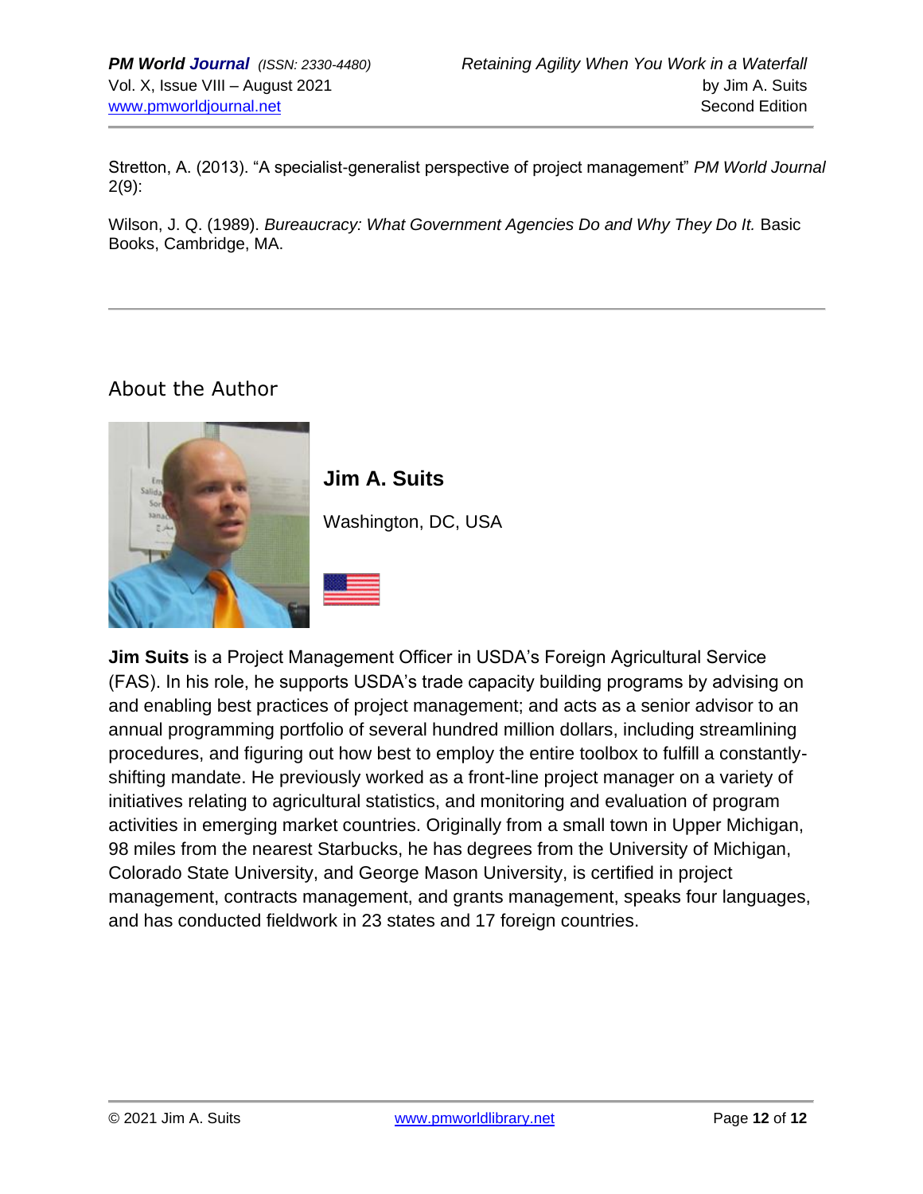Stretton, A. (2013). "A specialist-generalist perspective of project management" *PM World Journal* 2(9):

Wilson, J. Q. (1989). *Bureaucracy: What Government Agencies Do and Why They Do It.* Basic Books, Cambridge, MA.

---

## About the Author

**Jim A. Suits**

Washington, DC, USA

**Jim Suits** is a Project Management Officer in USDA's Foreign Agricultural Service (FAS). In his role, he supports USDA's trade capacity building programs by advising on and enabling best practices of project management; and acts as a senior advisor to an annual programming portfolio of several hundred million dollars, including streamlining procedures, and figuring out how best to employ the entire toolbox to fulfill a constantly-shifting mandate. He previously worked as a front-line project manager on a variety of initiatives relating to agricultural statistics, and monitoring and evaluation of program activities in emerging market countries. Originally from a small town in Upper Michigan, 98 miles from the nearest Starbucks, he has degrees from the University of Michigan, Colorado State University, and George Mason University, is certified in project management, contracts management, and grants management, speaks four languages, and has conducted fieldwork in 23 states and 17 foreign countries.